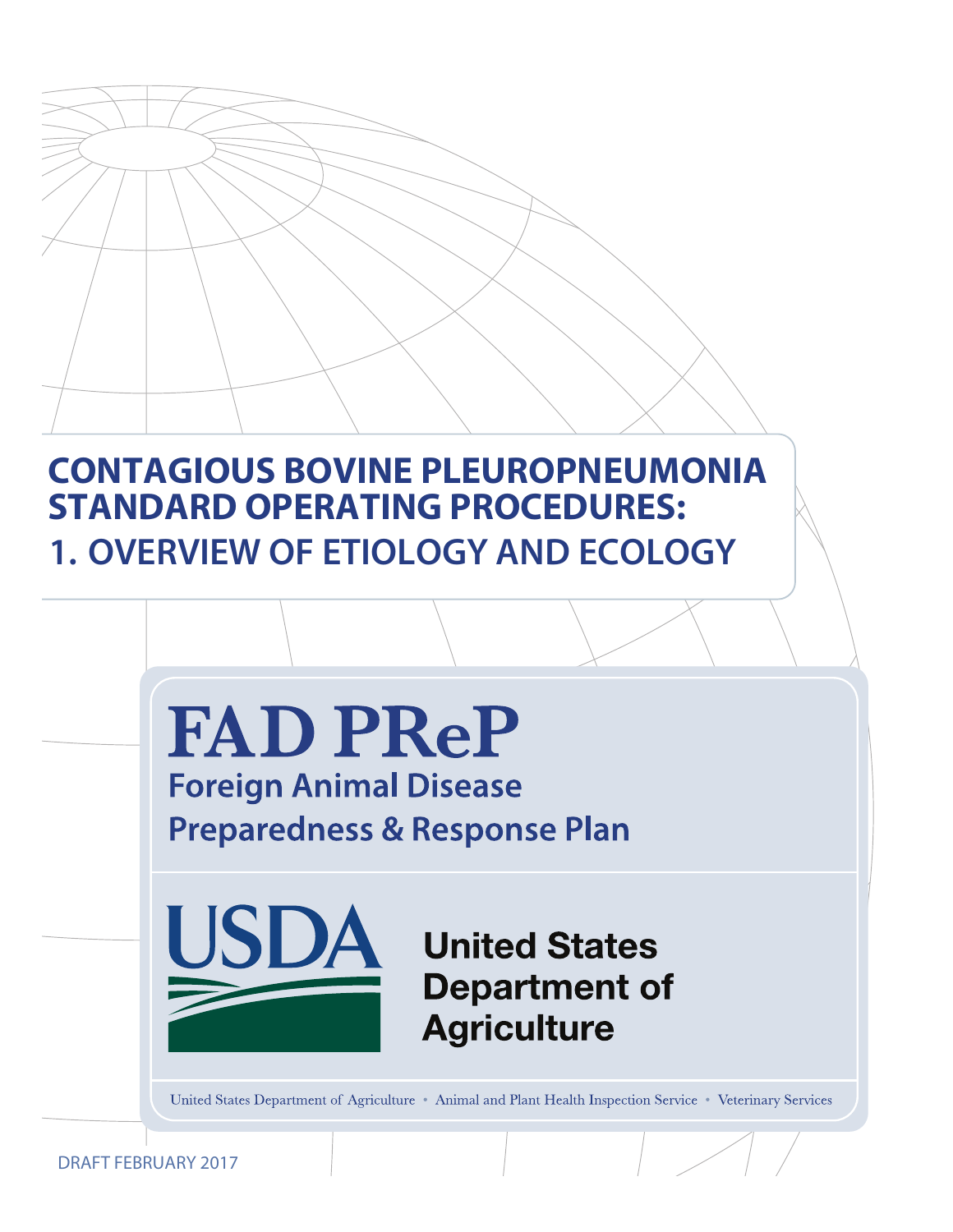# CONTAGIOUS BOVINE PLEUROPNEUMONIA STANDARD OPERATING PROCEDURES:

## 1. OVERVIEW OF ETIOLOGY AND ECOLOGY

**FAD PReP**

**Foreign Animal Disease Preparedness & Response Plan**

**USDA**

**United States Department of Agriculture**

United States Department of Agriculture • Animal and Plant Health Inspection Service • Veterinary Services

DRAFT FEBRUARY 2017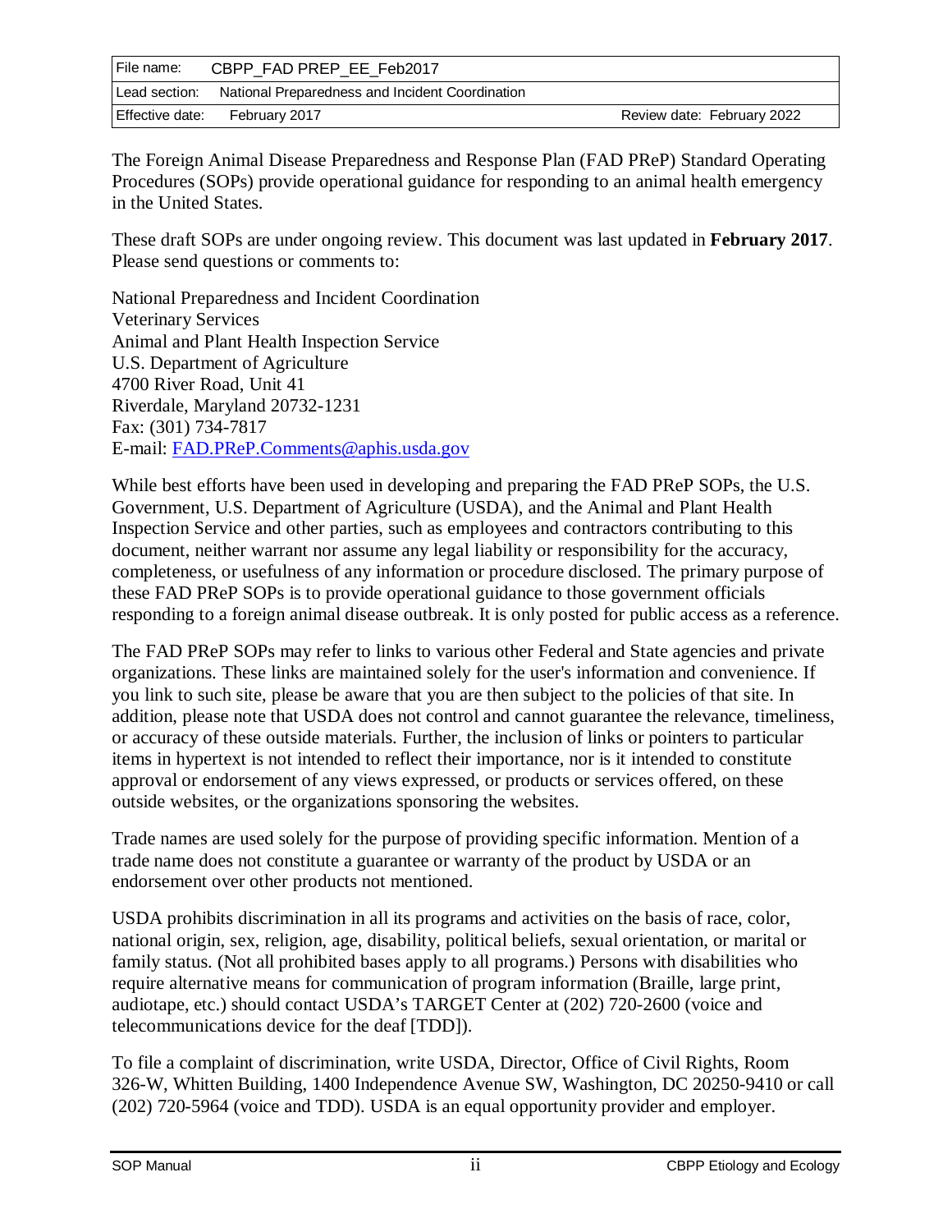| File name: | CBPP_FAD PREP_EE_Feb2017 | |
|---|---|---|
| Lead section: | National Preparedness and Incident Coordination | |
| Effective date: | February 2017 | Review date: February 2022 |

The Foreign Animal Disease Preparedness and Response Plan (FAD PReP) Standard Operating Procedures (SOPs) provide operational guidance for responding to an animal health emergency in the United States.

These draft SOPs are under ongoing review. This document was last updated in **February 2017**. Please send questions or comments to:

National Preparedness and Incident Coordination
Veterinary Services
Animal and Plant Health Inspection Service
U.S. Department of Agriculture
4700 River Road, Unit 41
Riverdale, Maryland 20732-1231
Fax: (301) 734-7817
E-mail: FAD.PReP.Comments@aphis.usda.gov

While best efforts have been used in developing and preparing the FAD PReP SOPs, the U.S. Government, U.S. Department of Agriculture (USDA), and the Animal and Plant Health Inspection Service and other parties, such as employees and contractors contributing to this document, neither warrant nor assume any legal liability or responsibility for the accuracy, completeness, or usefulness of any information or procedure disclosed. The primary purpose of these FAD PReP SOPs is to provide operational guidance to those government officials responding to a foreign animal disease outbreak. It is only posted for public access as a reference.

The FAD PReP SOPs may refer to links to various other Federal and State agencies and private organizations. These links are maintained solely for the user's information and convenience. If you link to such site, please be aware that you are then subject to the policies of that site. In addition, please note that USDA does not control and cannot guarantee the relevance, timeliness, or accuracy of these outside materials. Further, the inclusion of links or pointers to particular items in hypertext is not intended to reflect their importance, nor is it intended to constitute approval or endorsement of any views expressed, or products or services offered, on these outside websites, or the organizations sponsoring the websites.

Trade names are used solely for the purpose of providing specific information. Mention of a trade name does not constitute a guarantee or warranty of the product by USDA or an endorsement over other products not mentioned.

USDA prohibits discrimination in all its programs and activities on the basis of race, color, national origin, sex, religion, age, disability, political beliefs, sexual orientation, or marital or family status. (Not all prohibited bases apply to all programs.) Persons with disabilities who require alternative means for communication of program information (Braille, large print, audiotape, etc.) should contact USDA's TARGET Center at (202) 720-2600 (voice and telecommunications device for the deaf [TDD]).

To file a complaint of discrimination, write USDA, Director, Office of Civil Rights, Room 326-W, Whitten Building, 1400 Independence Avenue SW, Washington, DC 20250-9410 or call (202) 720-5964 (voice and TDD). USDA is an equal opportunity provider and employer.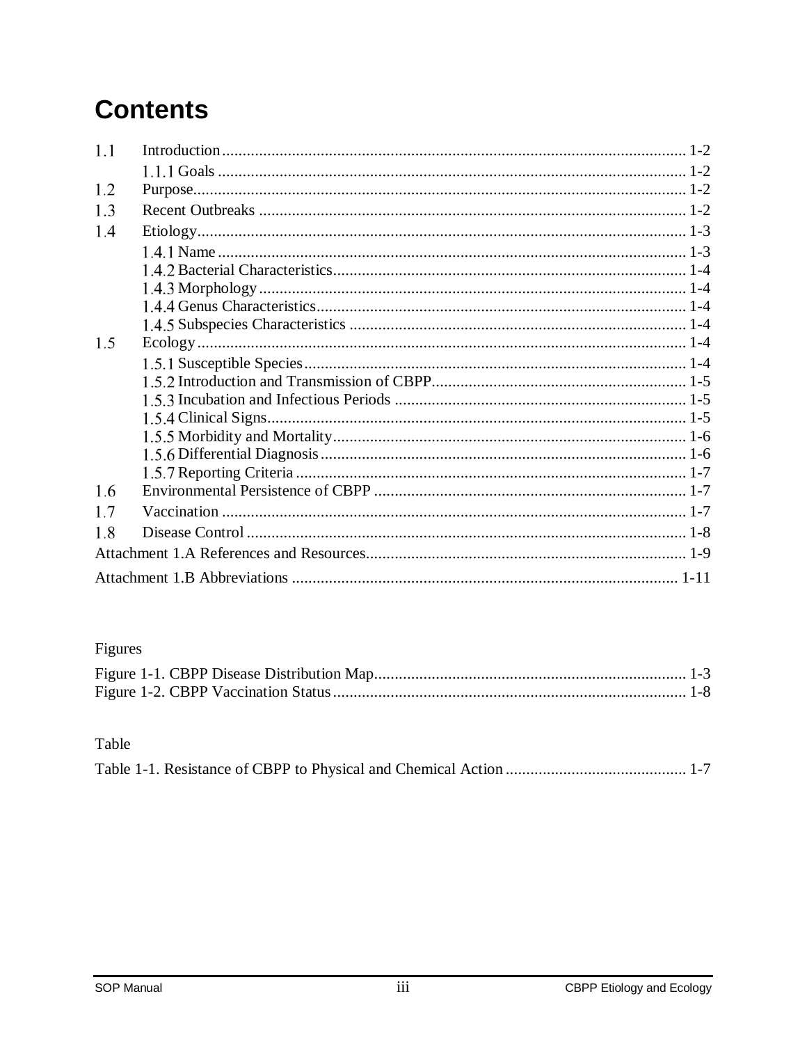# Contents

1.1 Introduction ........ 1-2
  1.1.1 Goals ........ 1-2
1.2 Purpose ........ 1-2
1.3 Recent Outbreaks ........ 1-2
1.4 Etiology ........ 1-3
  1.4.1 Name ........ 1-3
  1.4.2 Bacterial Characteristics ........ 1-4
  1.4.3 Morphology ........ 1-4
  1.4.4 Genus Characteristics ........ 1-4
  1.4.5 Subspecies Characteristics ........ 1-4
1.5 Ecology ........ 1-4
  1.5.1 Susceptible Species ........ 1-4
  1.5.2 Introduction and Transmission of CBPP ........ 1-5
  1.5.3 Incubation and Infectious Periods ........ 1-5
  1.5.4 Clinical Signs ........ 1-5
  1.5.5 Morbidity and Mortality ........ 1-6
  1.5.6 Differential Diagnosis ........ 1-6
  1.5.7 Reporting Criteria ........ 1-7
1.6 Environmental Persistence of CBPP ........ 1-7
1.7 Vaccination ........ 1-7
1.8 Disease Control ........ 1-8
Attachment 1.A References and Resources ........ 1-9
Attachment 1.B Abbreviations ........ 1-11

Figures

Figure 1-1. CBPP Disease Distribution Map ........ 1-3
Figure 1-2. CBPP Vaccination Status ........ 1-8

Table

Table 1-1. Resistance of CBPP to Physical and Chemical Action ........ 1-7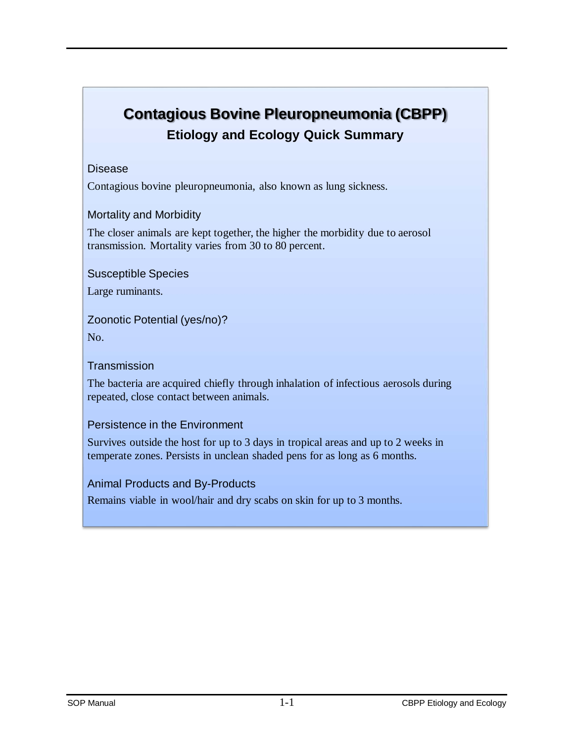# Contagious Bovine Pleuropneumonia (CBPP)

## Etiology and Ecology Quick Summary

### Disease

Contagious bovine pleuropneumonia, also known as lung sickness.

### Mortality and Morbidity

The closer animals are kept together, the higher the morbidity due to aerosol transmission. Mortality varies from 30 to 80 percent.

### Susceptible Species

Large ruminants.

### Zoonotic Potential (yes/no)?

No.

### Transmission

The bacteria are acquired chiefly through inhalation of infectious aerosols during repeated, close contact between animals.

### Persistence in the Environment

Survives outside the host for up to 3 days in tropical areas and up to 2 weeks in temperate zones. Persists in unclean shaded pens for as long as 6 months.

### Animal Products and By-Products

Remains viable in wool/hair and dry scabs on skin for up to 3 months.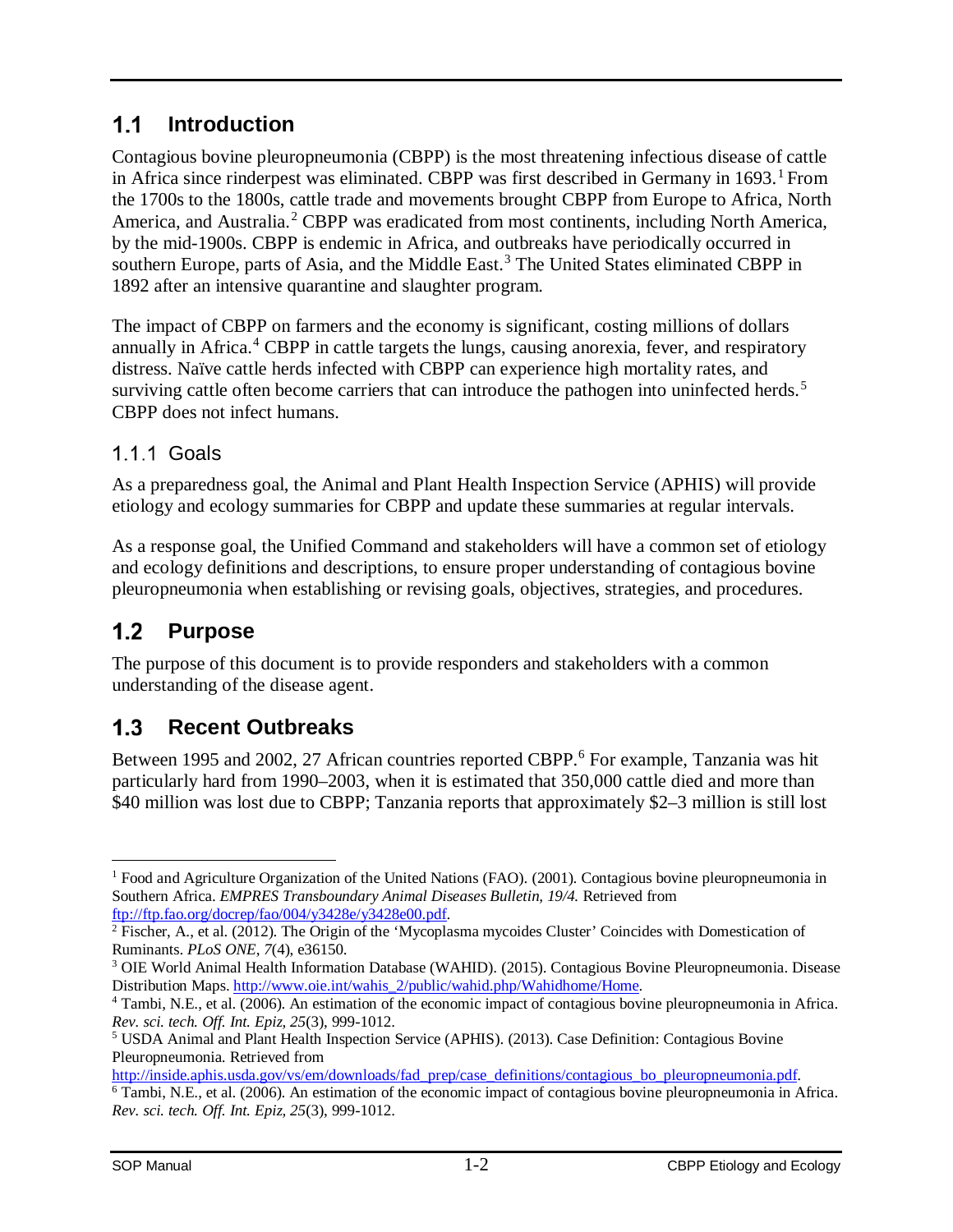## 1.1 Introduction

Contagious bovine pleuropneumonia (CBPP) is the most threatening infectious disease of cattle in Africa since rinderpest was eliminated. CBPP was first described in Germany in 1693.[1] From the 1700s to the 1800s, cattle trade and movements brought CBPP from Europe to Africa, North America, and Australia.[2] CBPP was eradicated from most continents, including North America, by the mid-1900s. CBPP is endemic in Africa, and outbreaks have periodically occurred in southern Europe, parts of Asia, and the Middle East.[3] The United States eliminated CBPP in 1892 after an intensive quarantine and slaughter program.

The impact of CBPP on farmers and the economy is significant, costing millions of dollars annually in Africa.[4] CBPP in cattle targets the lungs, causing anorexia, fever, and respiratory distress. Naïve cattle herds infected with CBPP can experience high mortality rates, and surviving cattle often become carriers that can introduce the pathogen into uninfected herds.[5] CBPP does not infect humans.

### 1.1.1 Goals

As a preparedness goal, the Animal and Plant Health Inspection Service (APHIS) will provide etiology and ecology summaries for CBPP and update these summaries at regular intervals.

As a response goal, the Unified Command and stakeholders will have a common set of etiology and ecology definitions and descriptions, to ensure proper understanding of contagious bovine pleuropneumonia when establishing or revising goals, objectives, strategies, and procedures.

## 1.2 Purpose

The purpose of this document is to provide responders and stakeholders with a common understanding of the disease agent.

## 1.3 Recent Outbreaks

Between 1995 and 2002, 27 African countries reported CBPP.[6] For example, Tanzania was hit particularly hard from 1990–2003, when it is estimated that 350,000 cattle died and more than $40 million was lost due to CBPP; Tanzania reports that approximately $2–3 million is still lost

---

[1] Food and Agriculture Organization of the United Nations (FAO). (2001). Contagious bovine pleuropneumonia in Southern Africa. *EMPRES Transboundary Animal Diseases Bulletin, 19/4.* Retrieved from ftp://ftp.fao.org/docrep/fao/004/y3428e/y3428e00.pdf.

[2] Fischer, A., et al. (2012). The Origin of the 'Mycoplasma mycoides Cluster' Coincides with Domestication of Ruminants. *PLoS ONE, 7*(4), e36150.

[3] OIE World Animal Health Information Database (WAHID). (2015). Contagious Bovine Pleuropneumonia. Disease Distribution Maps. http://www.oie.int/wahis_2/public/wahid.php/Wahidhome/Home.

[4] Tambi, N.E., et al. (2006). An estimation of the economic impact of contagious bovine pleuropneumonia in Africa. *Rev. sci. tech. Off. Int. Epiz, 25*(3), 999-1012.

[5] USDA Animal and Plant Health Inspection Service (APHIS). (2013). Case Definition: Contagious Bovine Pleuropneumonia. Retrieved from http://inside.aphis.usda.gov/vs/em/downloads/fad_prep/case_definitions/contagious_bo_pleuropneumonia.pdf.

[6] Tambi, N.E., et al. (2006). An estimation of the economic impact of contagious bovine pleuropneumonia in Africa. *Rev. sci. tech. Off. Int. Epiz, 25*(3), 999-1012.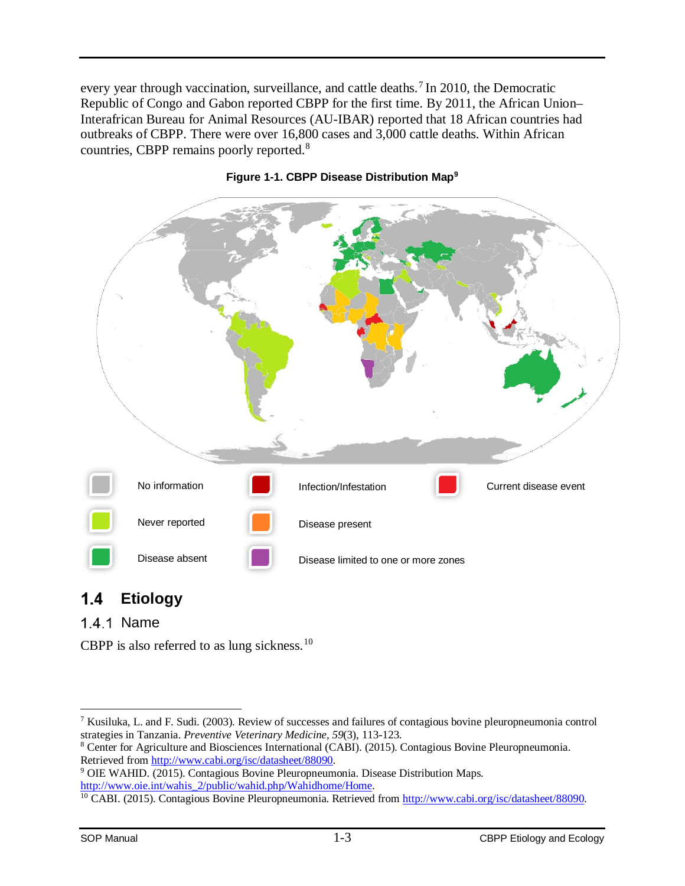every year through vaccination, surveillance, and cattle deaths.[7] In 2010, the Democratic Republic of Congo and Gabon reported CBPP for the first time. By 2011, the African Union–Interafrican Bureau for Animal Resources (AU-IBAR) reported that 18 African countries had outbreaks of CBPP. There were over 16,800 cases and 3,000 cattle deaths. Within African countries, CBPP remains poorly reported.[8]

**Figure 1-1. CBPP Disease Distribution Map[9]**

No information | Infection/Infestation | Current disease event
Never reported | Disease present
Disease absent | Disease limited to one or more zones

## 1.4 Etiology

### 1.4.1 Name

CBPP is also referred to as lung sickness.[10]

---

[7] Kusiluka, L. and F. Sudi. (2003). Review of successes and failures of contagious bovine pleuropneumonia control strategies in Tanzania. *Preventive Veterinary Medicine, 59*(3), 113-123.

[8] Center for Agriculture and Biosciences International (CABI). (2015). Contagious Bovine Pleuropneumonia. Retrieved from http://www.cabi.org/isc/datasheet/88090.

[9] OIE WAHID. (2015). Contagious Bovine Pleuropneumonia. Disease Distribution Maps. http://www.oie.int/wahis_2/public/wahid.php/Wahidhome/Home.

[10] CABI. (2015). Contagious Bovine Pleuropneumonia. Retrieved from http://www.cabi.org/isc/datasheet/88090.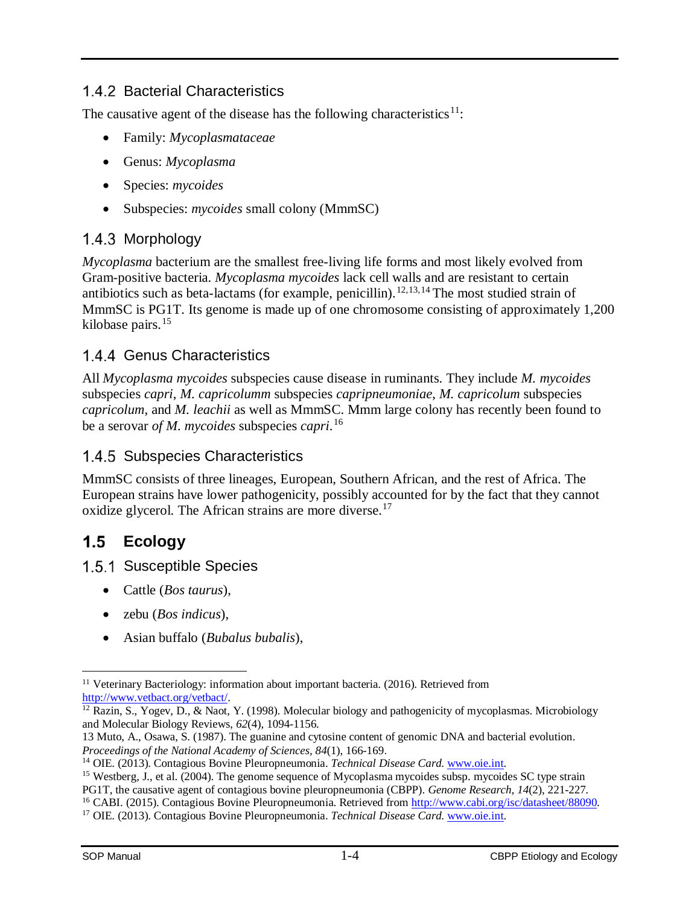### 1.4.2 Bacterial Characteristics

The causative agent of the disease has the following characteristics[11]:

- Family: *Mycoplasmataceae*
- Genus: *Mycoplasma*
- Species: *mycoides*
- Subspecies: *mycoides* small colony (MmmSC)

### 1.4.3 Morphology

*Mycoplasma* bacterium are the smallest free-living life forms and most likely evolved from Gram-positive bacteria. *Mycoplasma mycoides* lack cell walls and are resistant to certain antibiotics such as beta-lactams (for example, penicillin).[12,13,14] The most studied strain of MmmSC is PG1T. Its genome is made up of one chromosome consisting of approximately 1,200 kilobase pairs.[15]

### 1.4.4 Genus Characteristics

All *Mycoplasma mycoides* subspecies cause disease in ruminants. They include *M. mycoides* subspecies *capri*, *M. capricolumm* subspecies *capripneumoniae*, *M. capricolum* subspecies *capricolum*, and *M. leachii* as well as MmmSC. Mmm large colony has recently been found to be a serovar *of M. mycoides* subspecies *capri*.[16]

### 1.4.5 Subspecies Characteristics

MmmSC consists of three lineages, European, Southern African, and the rest of Africa. The European strains have lower pathogenicity, possibly accounted for by the fact that they cannot oxidize glycerol. The African strains are more diverse.[17]

## 1.5 Ecology

### 1.5.1 Susceptible Species

- Cattle (*Bos taurus*),
- zebu (*Bos indicus*),
- Asian buffalo (*Bubalus bubalis*),

---

[11] Veterinary Bacteriology: information about important bacteria. (2016). Retrieved from http://www.vetbact.org/vetbact/.

[12] Razin, S., Yogev, D., & Naot, Y. (1998). Molecular biology and pathogenicity of mycoplasmas. Microbiology and Molecular Biology Reviews, *62*(4), 1094-1156.

13 Muto, A., Osawa, S. (1987). The guanine and cytosine content of genomic DNA and bacterial evolution. *Proceedings of the National Academy of Sciences, 84*(1), 166-169.

[14] OIE. (2013). Contagious Bovine Pleuropneumonia. *Technical Disease Card.* www.oie.int.

[15] Westberg, J., et al. (2004). The genome sequence of Mycoplasma mycoides subsp. mycoides SC type strain PG1T, the causative agent of contagious bovine pleuropneumonia (CBPP). *Genome Research, 14*(2), 221-227.

[16] CABI. (2015). Contagious Bovine Pleuropneumonia. Retrieved from http://www.cabi.org/isc/datasheet/88090.

[17] OIE. (2013). Contagious Bovine Pleuropneumonia. *Technical Disease Card.* www.oie.int.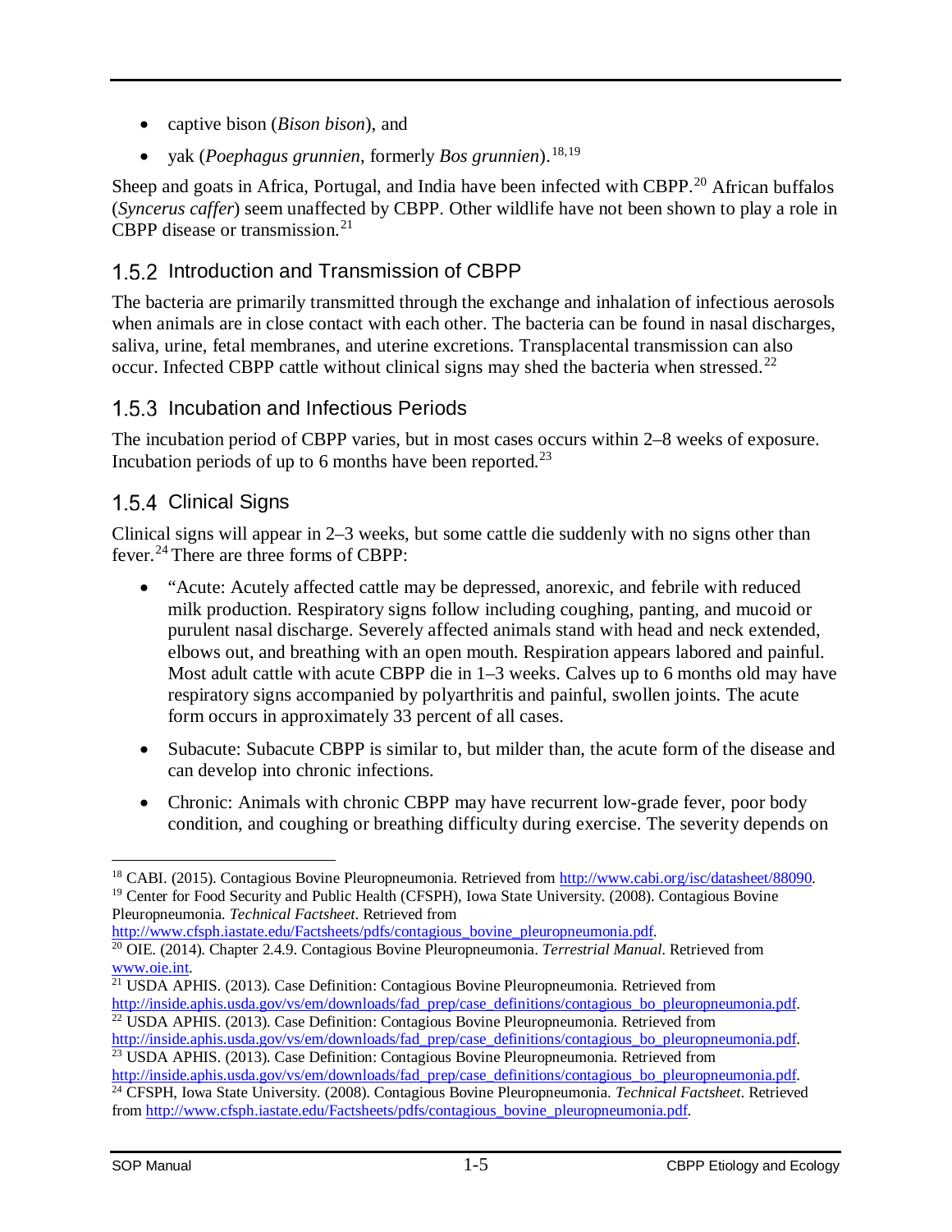- captive bison (*Bison bison*), and
- yak (*Poephagus grunniens*, formerly *Bos grunnien*).[18,19]

Sheep and goats in Africa, Portugal, and India have been infected with CBPP.[20] African buffalos (*Syncerus caffer*) seem unaffected by CBPP. Other wildlife have not been shown to play a role in CBPP disease or transmission.[21]

### 1.5.2 Introduction and Transmission of CBPP

The bacteria are primarily transmitted through the exchange and inhalation of infectious aerosols when animals are in close contact with each other. The bacteria can be found in nasal discharges, saliva, urine, fetal membranes, and uterine excretions. Transplacental transmission can also occur. Infected CBPP cattle without clinical signs may shed the bacteria when stressed.[22]

### 1.5.3 Incubation and Infectious Periods

The incubation period of CBPP varies, but in most cases occurs within 2–8 weeks of exposure. Incubation periods of up to 6 months have been reported.[23]

### 1.5.4 Clinical Signs

Clinical signs will appear in 2–3 weeks, but some cattle die suddenly with no signs other than fever.[24] There are three forms of CBPP:

- "Acute: Acutely affected cattle may be depressed, anorexic, and febrile with reduced milk production. Respiratory signs follow including coughing, panting, and mucoid or purulent nasal discharge. Severely affected animals stand with head and neck extended, elbows out, and breathing with an open mouth. Respiration appears labored and painful. Most adult cattle with acute CBPP die in 1–3 weeks. Calves up to 6 months old may have respiratory signs accompanied by polyarthritis and painful, swollen joints. The acute form occurs in approximately 33 percent of all cases.
- Subacute: Subacute CBPP is similar to, but milder than, the acute form of the disease and can develop into chronic infections.
- Chronic: Animals with chronic CBPP may have recurrent low-grade fever, poor body condition, and coughing or breathing difficulty during exercise. The severity depends on

---

[18] CABI. (2015). Contagious Bovine Pleuropneumonia. Retrieved from http://www.cabi.org/isc/datasheet/88090.

[19] Center for Food Security and Public Health (CFSPH), Iowa State University. (2008). Contagious Bovine Pleuropneumonia. *Technical Factsheet*. Retrieved from http://www.cfsph.iastate.edu/Factsheets/pdfs/contagious_bovine_pleuropneumonia.pdf.

[20] OIE. (2014). Chapter 2.4.9. Contagious Bovine Pleuropneumonia. *Terrestrial Manual*. Retrieved from www.oie.int.

[21] USDA APHIS. (2013). Case Definition: Contagious Bovine Pleuropneumonia. Retrieved from http://inside.aphis.usda.gov/vs/em/downloads/fad_prep/case_definitions/contagious_bo_pleuropneumonia.pdf.

[22] USDA APHIS. (2013). Case Definition: Contagious Bovine Pleuropneumonia. Retrieved from http://inside.aphis.usda.gov/vs/em/downloads/fad_prep/case_definitions/contagious_bo_pleuropneumonia.pdf.

[23] USDA APHIS. (2013). Case Definition: Contagious Bovine Pleuropneumonia. Retrieved from http://inside.aphis.usda.gov/vs/em/downloads/fad_prep/case_definitions/contagious_bo_pleuropneumonia.pdf.

[24] CFSPH, Iowa State University. (2008). Contagious Bovine Pleuropneumonia. *Technical Factsheet*. Retrieved from http://www.cfsph.iastate.edu/Factsheets/pdfs/contagious_bovine_pleuropneumonia.pdf.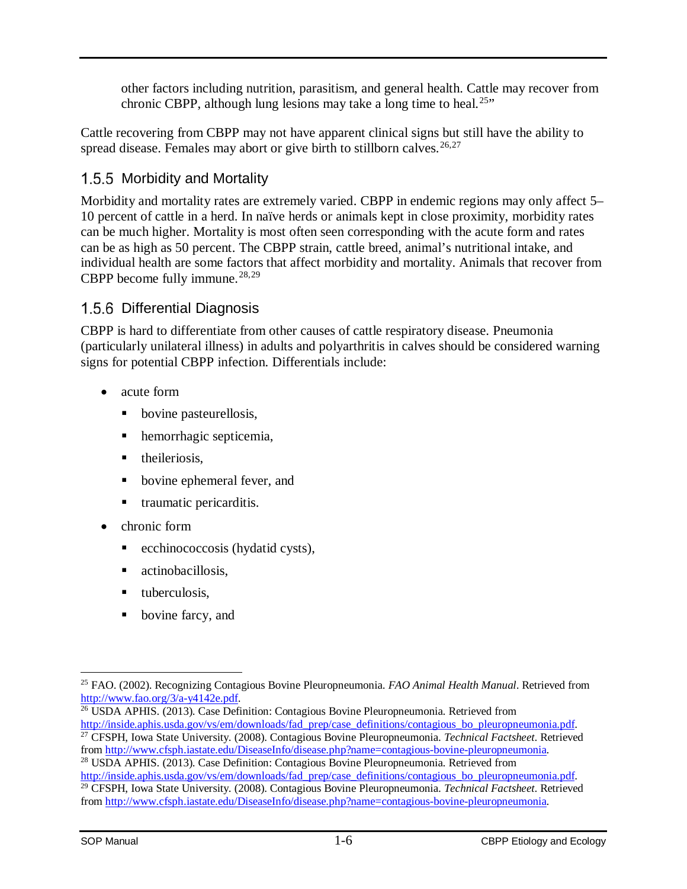other factors including nutrition, parasitism, and general health. Cattle may recover from chronic CBPP, although lung lesions may take a long time to heal.[25]"

Cattle recovering from CBPP may not have apparent clinical signs but still have the ability to spread disease. Females may abort or give birth to stillborn calves.[26,27]

### 1.5.5 Morbidity and Mortality

Morbidity and mortality rates are extremely varied. CBPP in endemic regions may only affect 5–10 percent of cattle in a herd. In naïve herds or animals kept in close proximity, morbidity rates can be much higher. Mortality is most often seen corresponding with the acute form and rates can be as high as 50 percent. The CBPP strain, cattle breed, animal's nutritional intake, and individual health are some factors that affect morbidity and mortality. Animals that recover from CBPP become fully immune.[28,29]

### 1.5.6 Differential Diagnosis

CBPP is hard to differentiate from other causes of cattle respiratory disease. Pneumonia (particularly unilateral illness) in adults and polyarthritis in calves should be considered warning signs for potential CBPP infection. Differentials include:

- acute form
  - bovine pasteurellosis,
  - hemorrhagic septicemia,
  - theileriosis,
  - bovine ephemeral fever, and
  - traumatic pericarditis.
- chronic form
  - ecchinococcosis (hydatid cysts),
  - actinobacillosis,
  - tuberculosis,
  - bovine farcy, and

---

[25] FAO. (2002). Recognizing Contagious Bovine Pleuropneumonia. *FAO Animal Health Manual*. Retrieved from http://www.fao.org/3/a-y4142e.pdf.

[26] USDA APHIS. (2013). Case Definition: Contagious Bovine Pleuropneumonia. Retrieved from http://inside.aphis.usda.gov/vs/em/downloads/fad_prep/case_definitions/contagious_bo_pleuropneumonia.pdf.

[27] CFSPH, Iowa State University. (2008). Contagious Bovine Pleuropneumonia. *Technical Factsheet*. Retrieved from http://www.cfsph.iastate.edu/DiseaseInfo/disease.php?name=contagious-bovine-pleuropneumonia.

[28] USDA APHIS. (2013). Case Definition: Contagious Bovine Pleuropneumonia. Retrieved from http://inside.aphis.usda.gov/vs/em/downloads/fad_prep/case_definitions/contagious_bo_pleuropneumonia.pdf.

[29] CFSPH, Iowa State University. (2008). Contagious Bovine Pleuropneumonia. *Technical Factsheet*. Retrieved from http://www.cfsph.iastate.edu/DiseaseInfo/disease.php?name=contagious-bovine-pleuropneumonia.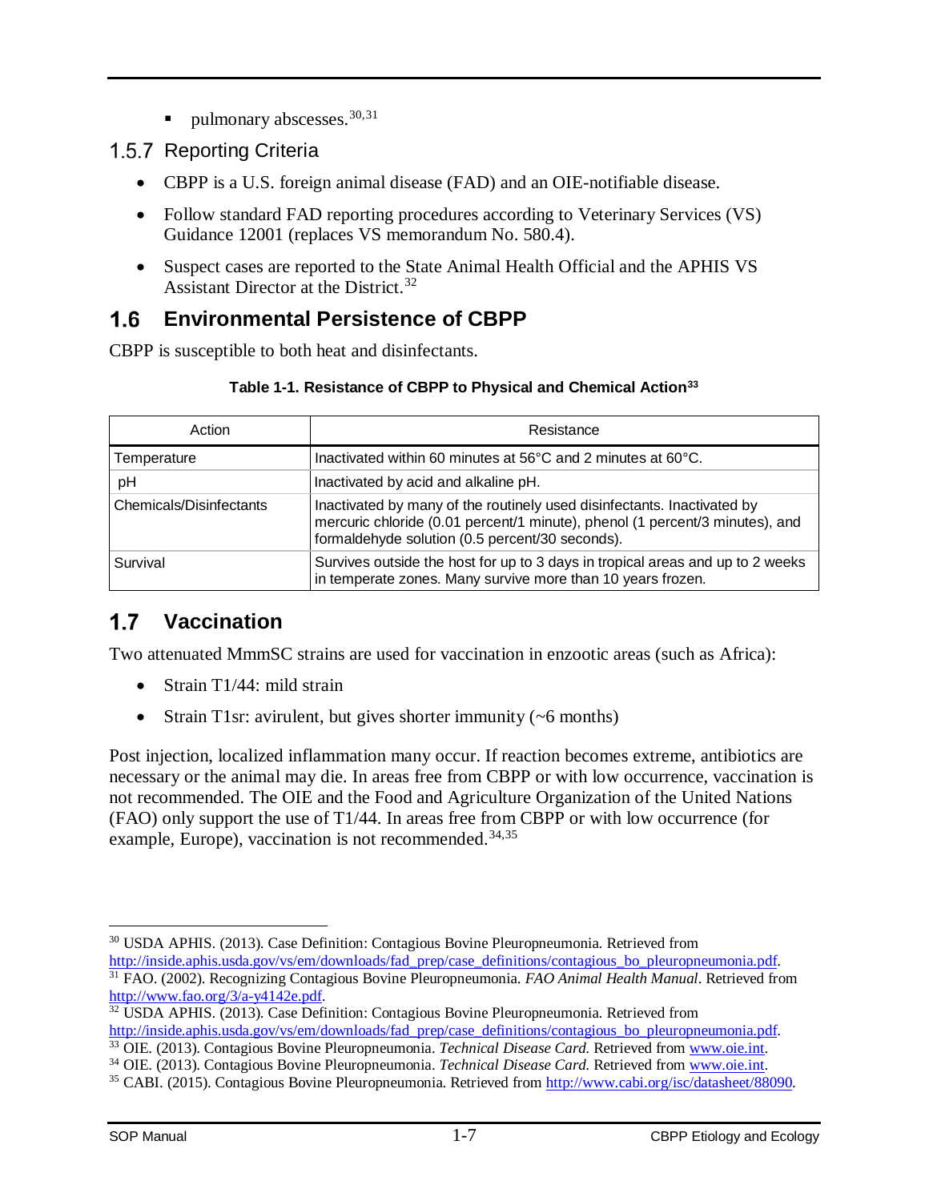- pulmonary abscesses.[30,31]

### 1.5.7 Reporting Criteria

- CBPP is a U.S. foreign animal disease (FAD) and an OIE-notifiable disease.
- Follow standard FAD reporting procedures according to Veterinary Services (VS) Guidance 12001 (replaces VS memorandum No. 580.4).
- Suspect cases are reported to the State Animal Health Official and the APHIS VS Assistant Director at the District.[32]

## 1.6 Environmental Persistence of CBPP

CBPP is susceptible to both heat and disinfectants.

**Table 1-1. Resistance of CBPP to Physical and Chemical Action[33]**

| Action | Resistance |
|---|---|
| Temperature | Inactivated within 60 minutes at 56°C and 2 minutes at 60°C. |
| pH | Inactivated by acid and alkaline pH. |
| Chemicals/Disinfectants | Inactivated by many of the routinely used disinfectants. Inactivated by mercuric chloride (0.01 percent/1 minute), phenol (1 percent/3 minutes), and formaldehyde solution (0.5 percent/30 seconds). |
| Survival | Survives outside the host for up to 3 days in tropical areas and up to 2 weeks in temperate zones. Many survive more than 10 years frozen. |

## 1.7 Vaccination

Two attenuated MmmSC strains are used for vaccination in enzootic areas (such as Africa):

- Strain T1/44: mild strain
- Strain T1sr: avirulent, but gives shorter immunity (~6 months)

Post injection, localized inflammation many occur. If reaction becomes extreme, antibiotics are necessary or the animal may die. In areas free from CBPP or with low occurrence, vaccination is not recommended. The OIE and the Food and Agriculture Organization of the United Nations (FAO) only support the use of T1/44. In areas free from CBPP or with low occurrence (for example, Europe), vaccination is not recommended.[34,35]

---

[30] USDA APHIS. (2013). Case Definition: Contagious Bovine Pleuropneumonia. Retrieved from http://inside.aphis.usda.gov/vs/em/downloads/fad_prep/case_definitions/contagious_bo_pleuropneumonia.pdf.

[31] FAO. (2002). Recognizing Contagious Bovine Pleuropneumonia. *FAO Animal Health Manual*. Retrieved from http://www.fao.org/3/a-y4142e.pdf.

[32] USDA APHIS. (2013). Case Definition: Contagious Bovine Pleuropneumonia. Retrieved from http://inside.aphis.usda.gov/vs/em/downloads/fad_prep/case_definitions/contagious_bo_pleuropneumonia.pdf.

[33] OIE. (2013). Contagious Bovine Pleuropneumonia. *Technical Disease Card.* Retrieved from www.oie.int.

[34] OIE. (2013). Contagious Bovine Pleuropneumonia. *Technical Disease Card.* Retrieved from www.oie.int.

[35] CABI. (2015). Contagious Bovine Pleuropneumonia. Retrieved from http://www.cabi.org/isc/datasheet/88090.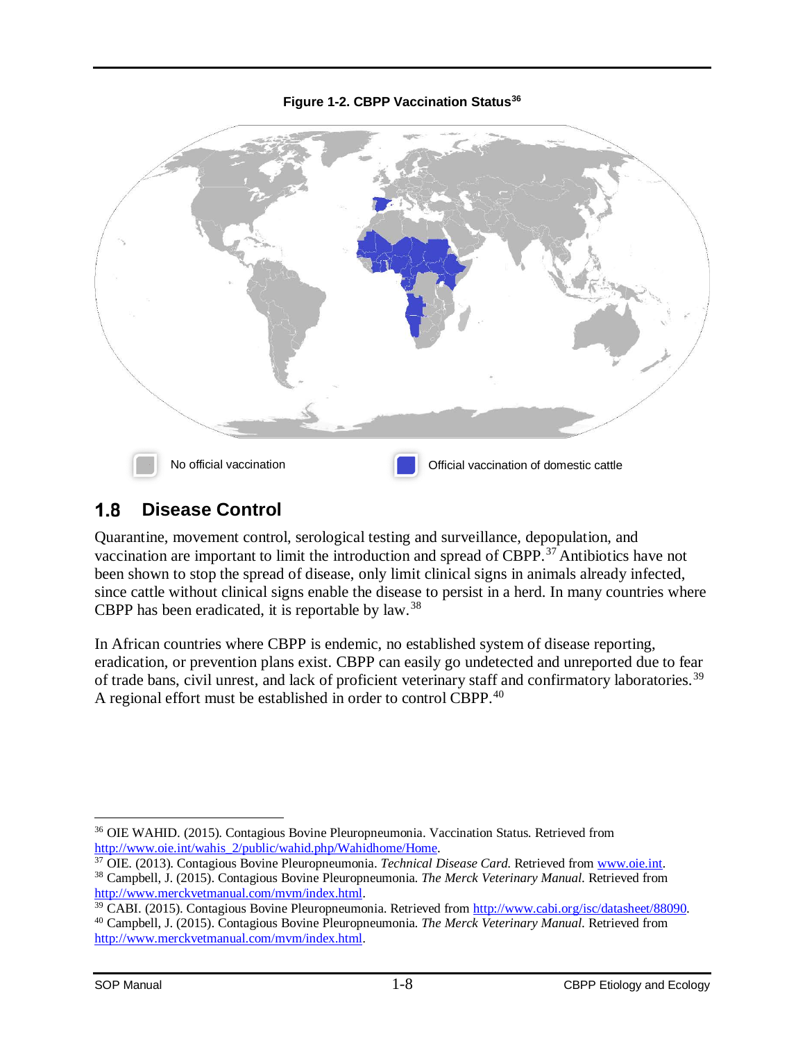**Figure 1-2. CBPP Vaccination Status**[36]

No official vaccination | Official vaccination of domestic cattle

## 1.8 Disease Control

Quarantine, movement control, serological testing and surveillance, depopulation, and vaccination are important to limit the introduction and spread of CBPP.[37] Antibiotics have not been shown to stop the spread of disease, only limit clinical signs in animals already infected, since cattle without clinical signs enable the disease to persist in a herd. In many countries where CBPP has been eradicated, it is reportable by law.[38]

In African countries where CBPP is endemic, no established system of disease reporting, eradication, or prevention plans exist. CBPP can easily go undetected and unreported due to fear of trade bans, civil unrest, and lack of proficient veterinary staff and confirmatory laboratories.[39] A regional effort must be established in order to control CBPP.[40]

---

[36] OIE WAHID. (2015). Contagious Bovine Pleuropneumonia. Vaccination Status. Retrieved from http://www.oie.int/wahis_2/public/wahid.php/Wahidhome/Home.

[37] OIE. (2013). Contagious Bovine Pleuropneumonia. *Technical Disease Card.* Retrieved from www.oie.int.

[38] Campbell, J. (2015). Contagious Bovine Pleuropneumonia. *The Merck Veterinary Manual.* Retrieved from http://www.merckvetmanual.com/mvm/index.html.

[39] CABI. (2015). Contagious Bovine Pleuropneumonia. Retrieved from http://www.cabi.org/isc/datasheet/88090.

[40] Campbell, J. (2015). Contagious Bovine Pleuropneumonia. *The Merck Veterinary Manual.* Retrieved from http://www.merckvetmanual.com/mvm/index.html.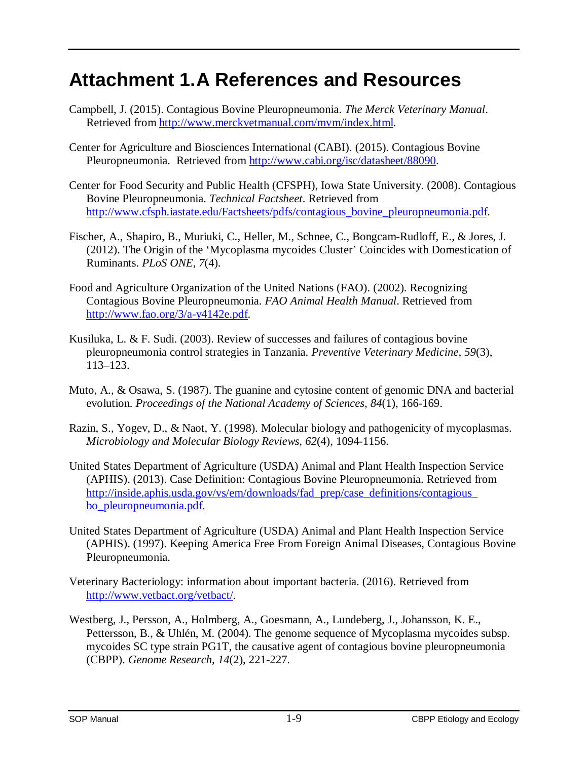# Attachment 1.A References and Resources

Campbell, J. (2015). Contagious Bovine Pleuropneumonia. *The Merck Veterinary Manual*. Retrieved from http://www.merckvetmanual.com/mvm/index.html.

Center for Agriculture and Biosciences International (CABI). (2015). Contagious Bovine Pleuropneumonia. Retrieved from http://www.cabi.org/isc/datasheet/88090.

Center for Food Security and Public Health (CFSPH), Iowa State University. (2008). Contagious Bovine Pleuropneumonia. *Technical Factsheet*. Retrieved from http://www.cfsph.iastate.edu/Factsheets/pdfs/contagious_bovine_pleuropneumonia.pdf.

Fischer, A., Shapiro, B., Muriuki, C., Heller, M., Schnee, C., Bongcam-Rudloff, E., & Jores, J. (2012). The Origin of the 'Mycoplasma mycoides Cluster' Coincides with Domestication of Ruminants. *PLoS ONE*, *7*(4).

Food and Agriculture Organization of the United Nations (FAO). (2002). Recognizing Contagious Bovine Pleuropneumonia. *FAO Animal Health Manual*. Retrieved from http://www.fao.org/3/a-y4142e.pdf.

Kusiluka, L. & F. Sudi. (2003). Review of successes and failures of contagious bovine pleuropneumonia control strategies in Tanzania. *Preventive Veterinary Medicine*, *59*(3), 113–123.

Muto, A., & Osawa, S. (1987). The guanine and cytosine content of genomic DNA and bacterial evolution. *Proceedings of the National Academy of Sciences*, *84*(1), 166-169.

Razin, S., Yogev, D., & Naot, Y. (1998). Molecular biology and pathogenicity of mycoplasmas. *Microbiology and Molecular Biology Reviews*, *62*(4), 1094-1156.

United States Department of Agriculture (USDA) Animal and Plant Health Inspection Service (APHIS). (2013). Case Definition: Contagious Bovine Pleuropneumonia. Retrieved from http://inside.aphis.usda.gov/vs/em/downloads/fad_prep/case_definitions/contagious_bo_pleuropneumonia.pdf.

United States Department of Agriculture (USDA) Animal and Plant Health Inspection Service (APHIS). (1997). Keeping America Free From Foreign Animal Diseases, Contagious Bovine Pleuropneumonia.

Veterinary Bacteriology: information about important bacteria. (2016). Retrieved from http://www.vetbact.org/vetbact/.

Westberg, J., Persson, A., Holmberg, A., Goesmann, A., Lundeberg, J., Johansson, K. E., Pettersson, B., & Uhlén, M. (2004). The genome sequence of Mycoplasma mycoides subsp. mycoides SC type strain PG1T, the causative agent of contagious bovine pleuropneumonia (CBPP). *Genome Research, 14*(2), 221-227.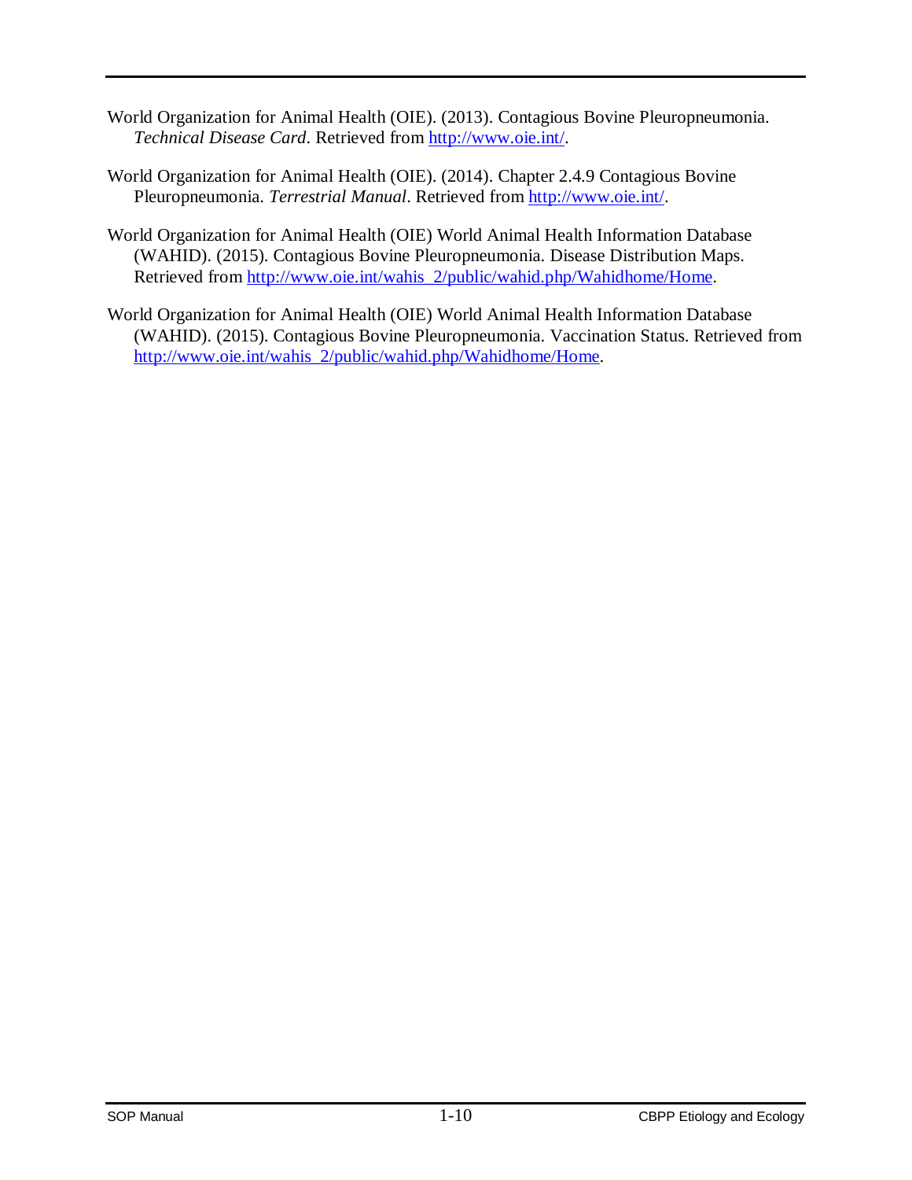World Organization for Animal Health (OIE). (2013). Contagious Bovine Pleuropneumonia. *Technical Disease Card*. Retrieved from http://www.oie.int/.

World Organization for Animal Health (OIE). (2014). Chapter 2.4.9 Contagious Bovine Pleuropneumonia. *Terrestrial Manual*. Retrieved from http://www.oie.int/.

World Organization for Animal Health (OIE) World Animal Health Information Database (WAHID). (2015). Contagious Bovine Pleuropneumonia. Disease Distribution Maps. Retrieved from http://www.oie.int/wahis_2/public/wahid.php/Wahidhome/Home.

World Organization for Animal Health (OIE) World Animal Health Information Database (WAHID). (2015). Contagious Bovine Pleuropneumonia. Vaccination Status. Retrieved from http://www.oie.int/wahis_2/public/wahid.php/Wahidhome/Home.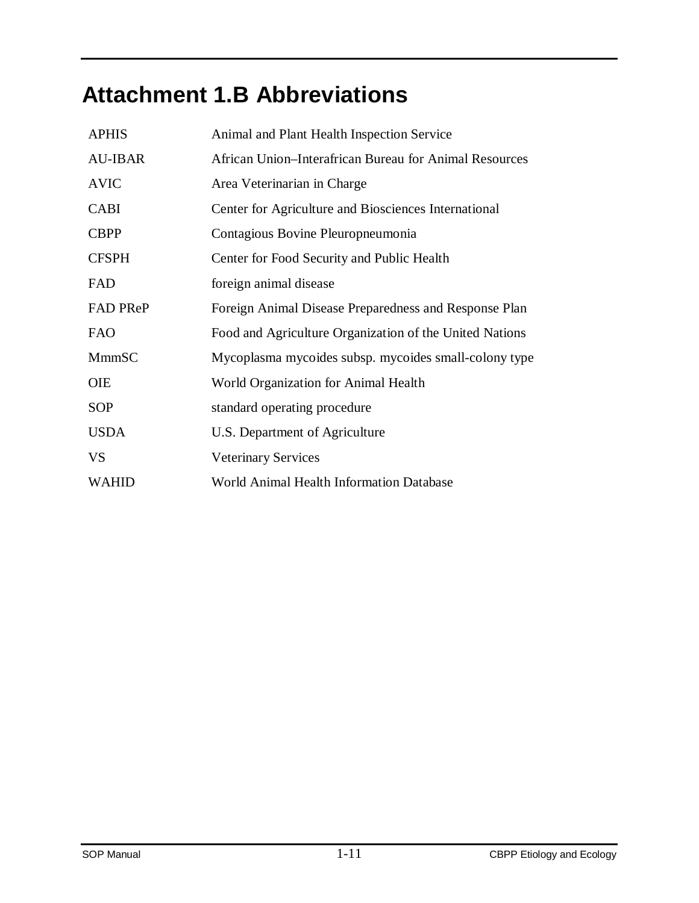# Attachment 1.B Abbreviations

| | |
|---|---|
| APHIS | Animal and Plant Health Inspection Service |
| AU-IBAR | African Union–Interafrican Bureau for Animal Resources |
| AVIC | Area Veterinarian in Charge |
| CABI | Center for Agriculture and Biosciences International |
| CBPP | Contagious Bovine Pleuropneumonia |
| CFSPH | Center for Food Security and Public Health |
| FAD | foreign animal disease |
| FAD PReP | Foreign Animal Disease Preparedness and Response Plan |
| FAO | Food and Agriculture Organization of the United Nations |
| MmmSC | Mycoplasma mycoides subsp. mycoides small-colony type |
| OIE | World Organization for Animal Health |
| SOP | standard operating procedure |
| USDA | U.S. Department of Agriculture |
| VS | Veterinary Services |
| WAHID | World Animal Health Information Database |